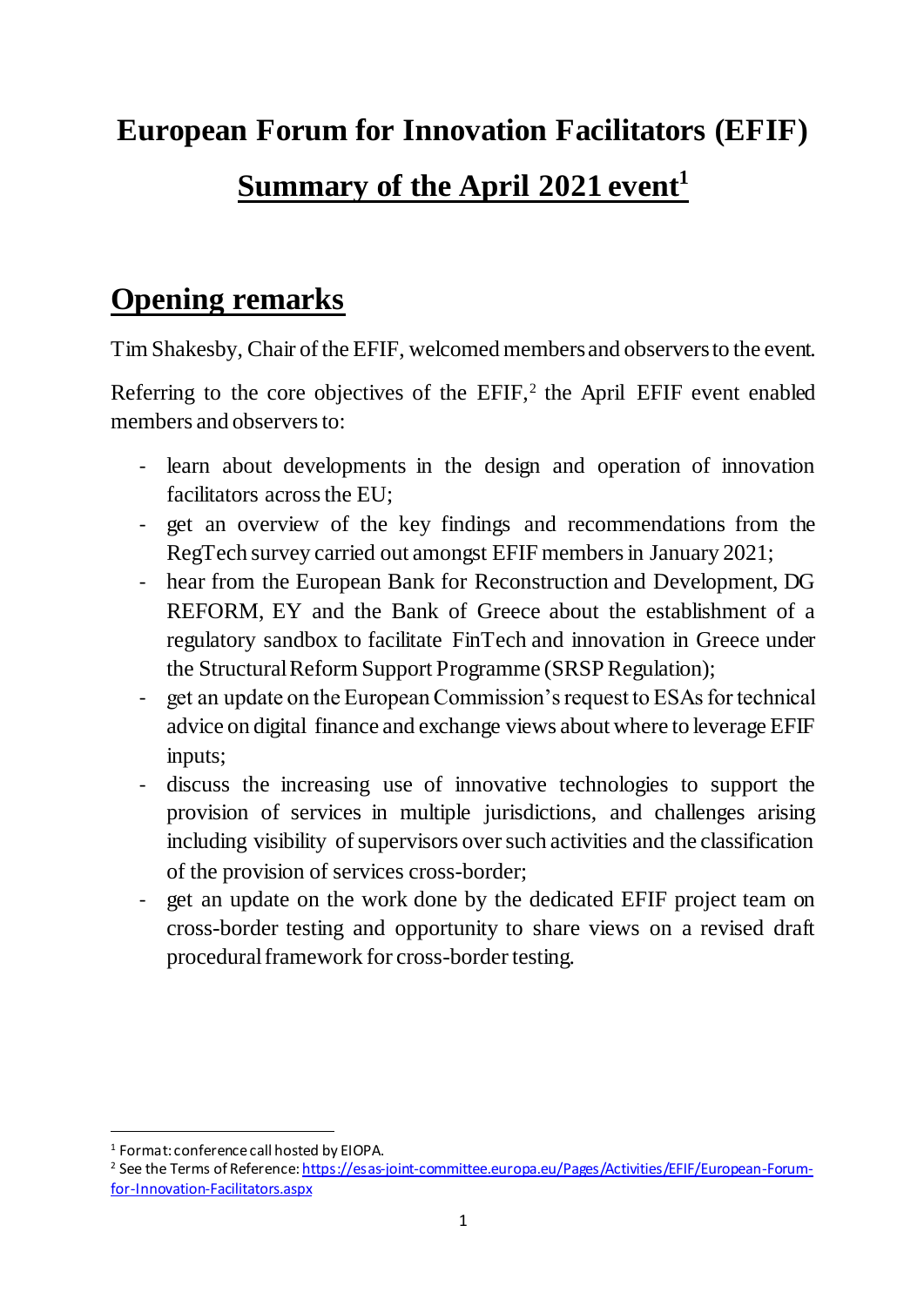# European Forum for Innovation Facilitators (EFIF)

## Summary of the April 2021 event[1]

## Opening remarks

Tim Shakesby, Chair of the EFIF, welcomed members and observers to the event.

Referring to the core objectives of the EFIF,[2] the April EFIF event enabled members and observers to:

- learn about developments in the design and operation of innovation facilitators across the EU;
- get an overview of the key findings and recommendations from the RegTech survey carried out amongst EFIF members in January 2021;
- hear from the European Bank for Reconstruction and Development, DG REFORM, EY and the Bank of Greece about the establishment of a regulatory sandbox to facilitate FinTech and innovation in Greece under the Structural Reform Support Programme (SRSP Regulation);
- get an update on the European Commission's request to ESAs for technical advice on digital finance and exchange views about where to leverage EFIF inputs;
- discuss the increasing use of innovative technologies to support the provision of services in multiple jurisdictions, and challenges arising including visibility of supervisors over such activities and the classification of the provision of services cross-border;
- get an update on the work done by the dedicated EFIF project team on cross-border testing and opportunity to share views on a revised draft procedural framework for cross-border testing.

---

[1] Format: conference call hosted by EIOPA.

[2] See the Terms of Reference: https://esas-joint-committee.europa.eu/Pages/Activities/EFIF/European-Forum-for-Innovation-Facilitators.aspx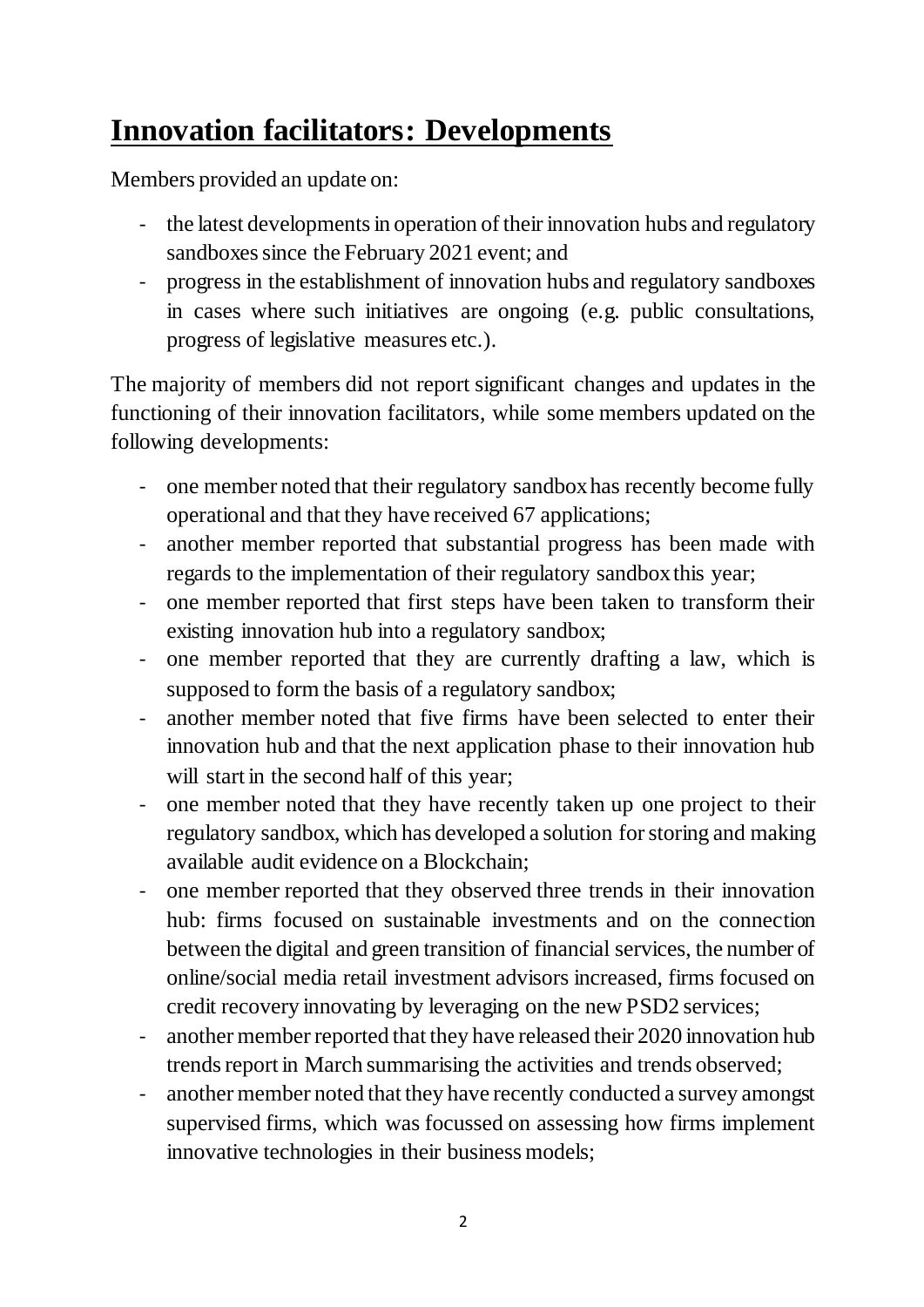# **Innovation facilitators: Developments**

Members provided an update on:

- the latest developments in operation of their innovation hubs and regulatory sandboxes since the February 2021 event; and
- progress in the establishment of innovation hubs and regulatory sandboxes in cases where such initiatives are ongoing (e.g. public consultations, progress of legislative measures etc.).

The majority of members did not report significant changes and updates in the functioning of their innovation facilitators, while some members updated on the following developments:

- one member noted that their regulatory sandbox has recently become fully operational and that they have received 67 applications;
- another member reported that substantial progress has been made with regards to the implementation of their regulatory sandbox this year;
- one member reported that first steps have been taken to transform their existing innovation hub into a regulatory sandbox;
- one member reported that they are currently drafting a law, which is supposed to form the basis of a regulatory sandbox;
- another member noted that five firms have been selected to enter their innovation hub and that the next application phase to their innovation hub will start in the second half of this year;
- one member noted that they have recently taken up one project to their regulatory sandbox, which has developed a solution for storing and making available audit evidence on a Blockchain;
- one member reported that they observed three trends in their innovation hub: firms focused on sustainable investments and on the connection between the digital and green transition of financial services, the number of online/social media retail investment advisors increased, firms focused on credit recovery innovating by leveraging on the new PSD2 services;
- another member reported that they have released their 2020 innovation hub trends report in March summarising the activities and trends observed;
- another member noted that they have recently conducted a survey amongst supervised firms, which was focussed on assessing how firms implement innovative technologies in their business models;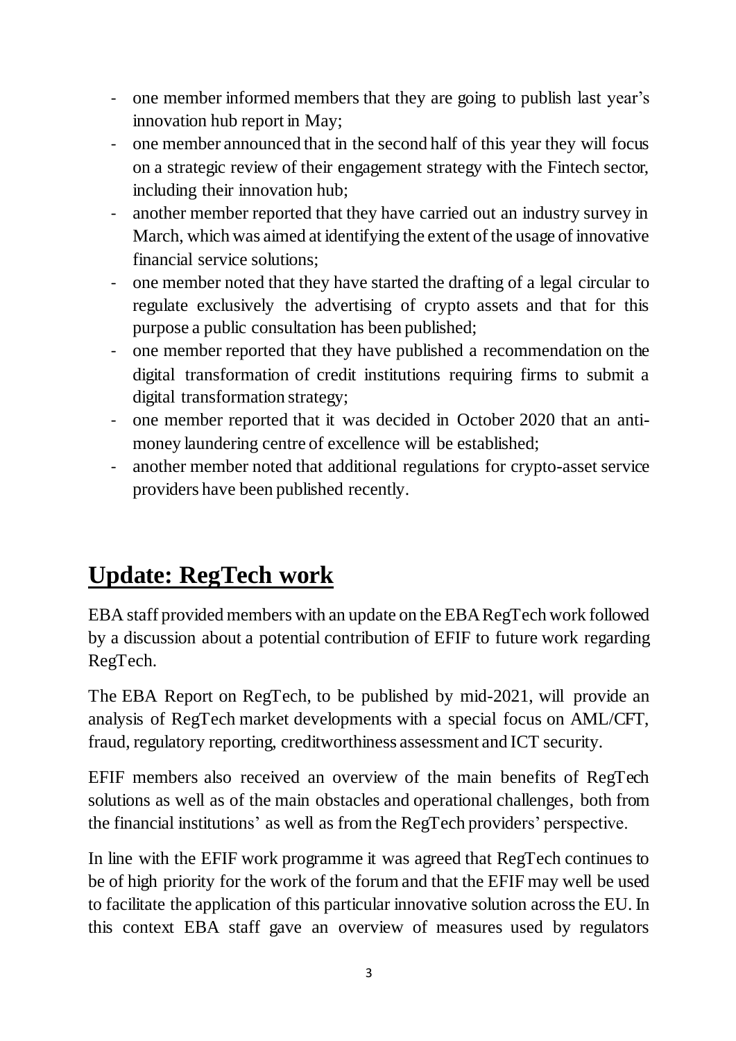- one member informed members that they are going to publish last year's innovation hub report in May;
- one member announced that in the second half of this year they will focus on a strategic review of their engagement strategy with the Fintech sector, including their innovation hub;
- another member reported that they have carried out an industry survey in March, which was aimed at identifying the extent of the usage of innovative financial service solutions;
- one member noted that they have started the drafting of a legal circular to regulate exclusively the advertising of crypto assets and that for this purpose a public consultation has been published;
- one member reported that they have published a recommendation on the digital transformation of credit institutions requiring firms to submit a digital transformation strategy;
- one member reported that it was decided in October 2020 that an anti-money laundering centre of excellence will be established;
- another member noted that additional regulations for crypto-asset service providers have been published recently.

## Update: RegTech work

EBA staff provided members with an update on the EBA RegTech work followed by a discussion about a potential contribution of EFIF to future work regarding RegTech.

The EBA Report on RegTech, to be published by mid-2021, will provide an analysis of RegTech market developments with a special focus on AML/CFT, fraud, regulatory reporting, creditworthiness assessment and ICT security.

EFIF members also received an overview of the main benefits of RegTech solutions as well as of the main obstacles and operational challenges, both from the financial institutions' as well as from the RegTech providers' perspective.

In line with the EFIF work programme it was agreed that RegTech continues to be of high priority for the work of the forum and that the EFIF may well be used to facilitate the application of this particular innovative solution across the EU. In this context EBA staff gave an overview of measures used by regulators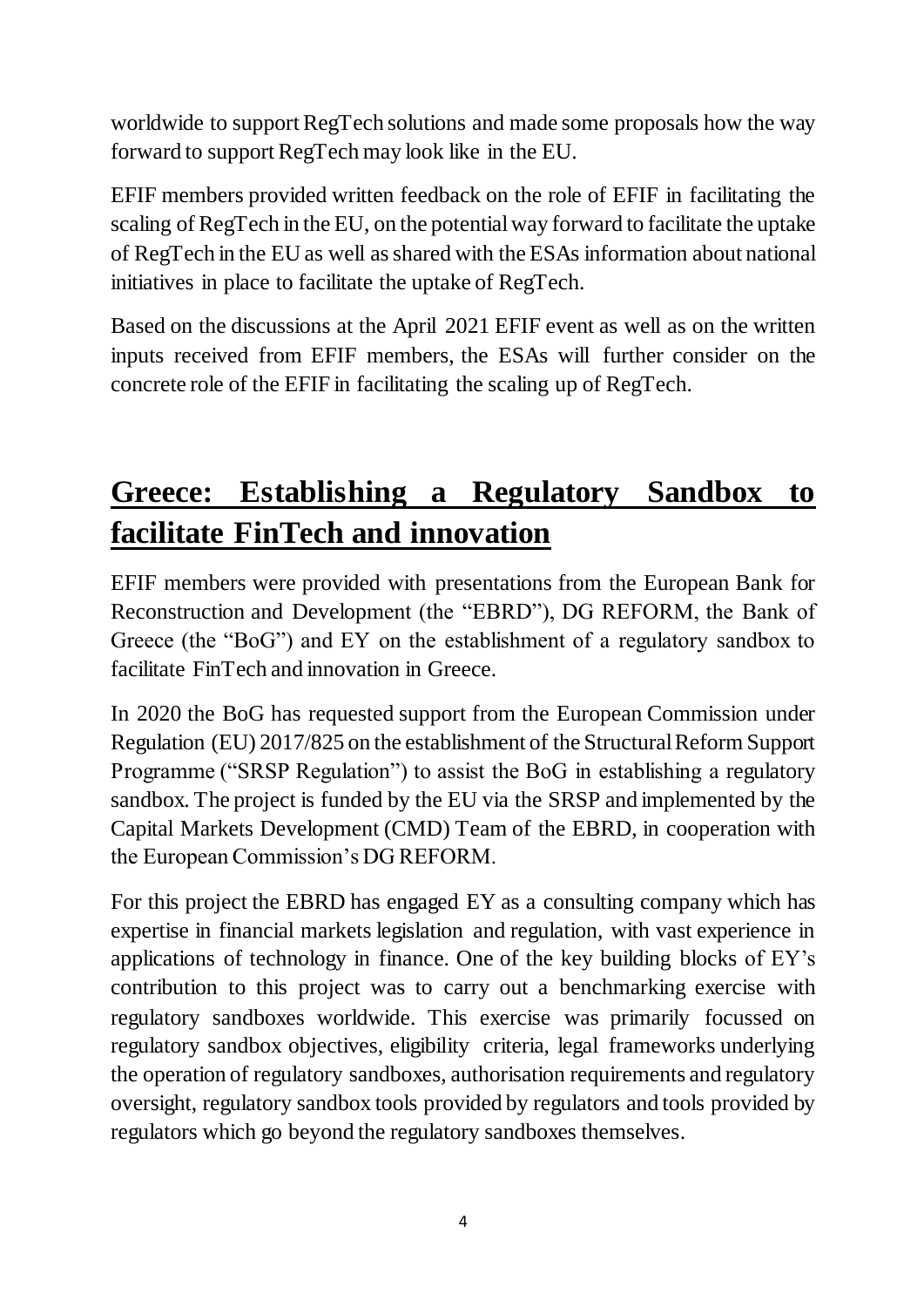worldwide to support RegTech solutions and made some proposals how the way forward to support RegTech may look like in the EU.

EFIF members provided written feedback on the role of EFIF in facilitating the scaling of RegTech in the EU, on the potential way forward to facilitate the uptake of RegTech in the EU as well as shared with the ESAs information about national initiatives in place to facilitate the uptake of RegTech.

Based on the discussions at the April 2021 EFIF event as well as on the written inputs received from EFIF members, the ESAs will further consider on the concrete role of the EFIF in facilitating the scaling up of RegTech.

## Greece: Establishing a Regulatory Sandbox to facilitate FinTech and innovation

EFIF members were provided with presentations from the European Bank for Reconstruction and Development (the "EBRD"), DG REFORM, the Bank of Greece (the "BoG") and EY on the establishment of a regulatory sandbox to facilitate FinTech and innovation in Greece.

In 2020 the BoG has requested support from the European Commission under Regulation (EU) 2017/825 on the establishment of the Structural Reform Support Programme ("SRSP Regulation") to assist the BoG in establishing a regulatory sandbox. The project is funded by the EU via the SRSP and implemented by the Capital Markets Development (CMD) Team of the EBRD, in cooperation with the European Commission's DG REFORM.

For this project the EBRD has engaged EY as a consulting company which has expertise in financial markets legislation and regulation, with vast experience in applications of technology in finance. One of the key building blocks of EY's contribution to this project was to carry out a benchmarking exercise with regulatory sandboxes worldwide. This exercise was primarily focussed on regulatory sandbox objectives, eligibility criteria, legal frameworks underlying the operation of regulatory sandboxes, authorisation requirements and regulatory oversight, regulatory sandbox tools provided by regulators and tools provided by regulators which go beyond the regulatory sandboxes themselves.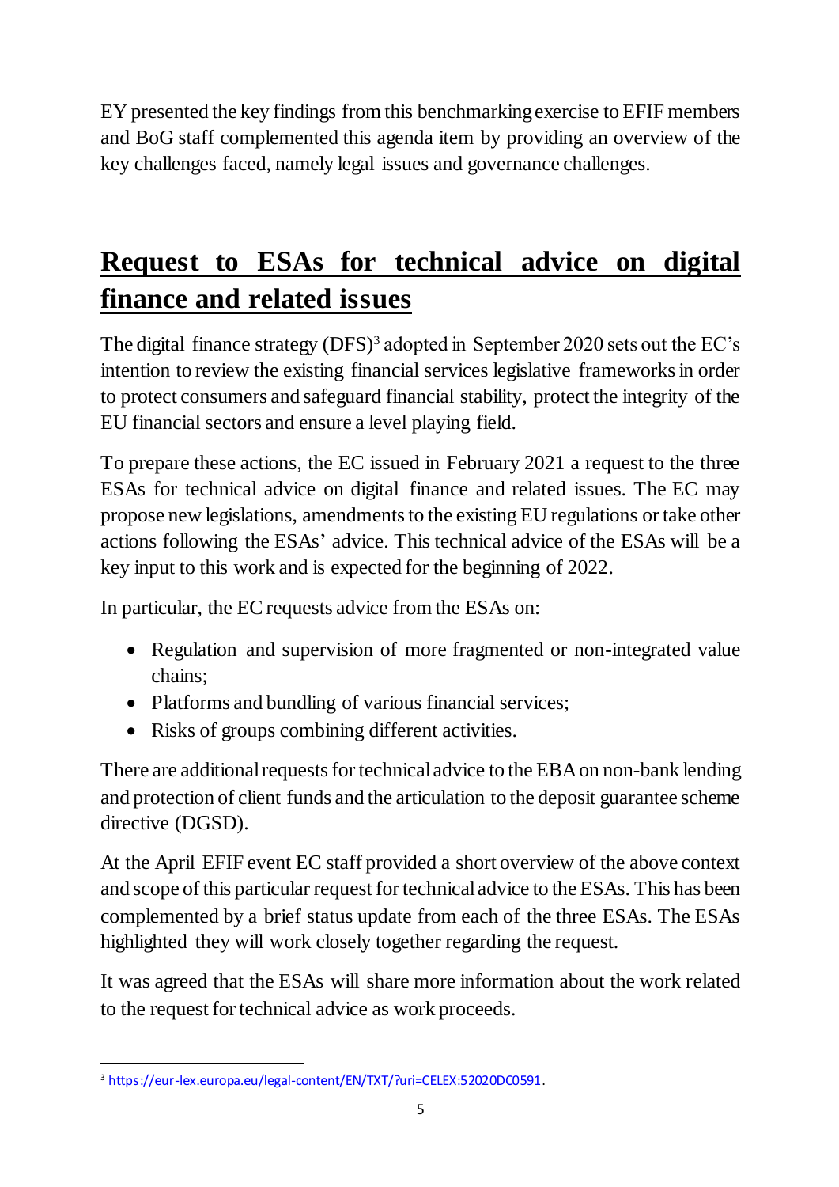EY presented the key findings from this benchmarking exercise to EFIF members and BoG staff complemented this agenda item by providing an overview of the key challenges faced, namely legal issues and governance challenges.

## Request to ESAs for technical advice on digital finance and related issues

The digital finance strategy (DFS)[3] adopted in September 2020 sets out the EC's intention to review the existing financial services legislative frameworks in order to protect consumers and safeguard financial stability, protect the integrity of the EU financial sectors and ensure a level playing field.

To prepare these actions, the EC issued in February 2021 a request to the three ESAs for technical advice on digital finance and related issues. The EC may propose new legislations, amendments to the existing EU regulations or take other actions following the ESAs' advice. This technical advice of the ESAs will be a key input to this work and is expected for the beginning of 2022.

In particular, the EC requests advice from the ESAs on:

- Regulation and supervision of more fragmented or non-integrated value chains;
- Platforms and bundling of various financial services;
- Risks of groups combining different activities.

There are additional requests for technical advice to the EBA on non-bank lending and protection of client funds and the articulation to the deposit guarantee scheme directive (DGSD).

At the April EFIF event EC staff provided a short overview of the above context and scope of this particular request for technical advice to the ESAs. This has been complemented by a brief status update from each of the three ESAs. The ESAs highlighted they will work closely together regarding the request.

It was agreed that the ESAs will share more information about the work related to the request for technical advice as work proceeds.

[3] https://eur-lex.europa.eu/legal-content/EN/TXT/?uri=CELEX:52020DC0591.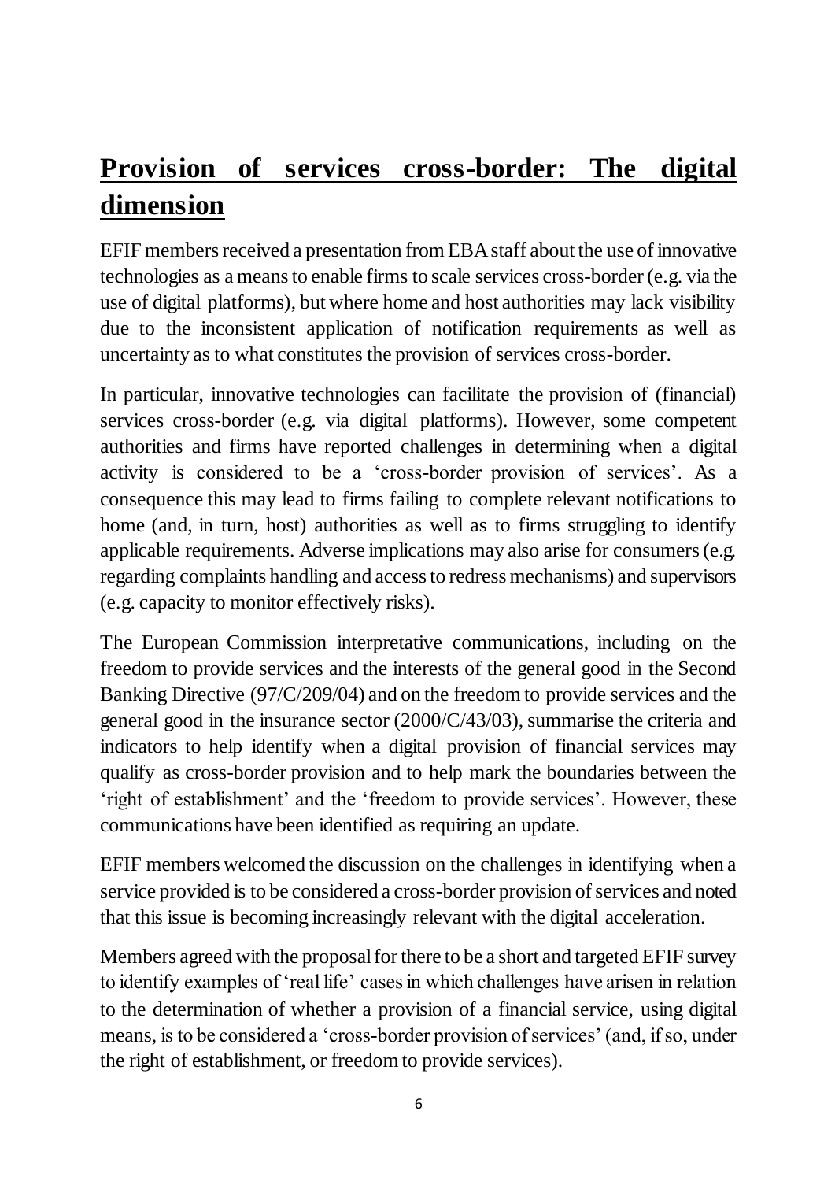## Provision of services cross-border: The digital dimension

EFIF members received a presentation from EBA staff about the use of innovative technologies as a means to enable firms to scale services cross-border (e.g. via the use of digital platforms), but where home and host authorities may lack visibility due to the inconsistent application of notification requirements as well as uncertainty as to what constitutes the provision of services cross-border.

In particular, innovative technologies can facilitate the provision of (financial) services cross-border (e.g. via digital platforms). However, some competent authorities and firms have reported challenges in determining when a digital activity is considered to be a 'cross-border provision of services'. As a consequence this may lead to firms failing to complete relevant notifications to home (and, in turn, host) authorities as well as to firms struggling to identify applicable requirements. Adverse implications may also arise for consumers (e.g. regarding complaints handling and access to redress mechanisms) and supervisors (e.g. capacity to monitor effectively risks).

The European Commission interpretative communications, including on the freedom to provide services and the interests of the general good in the Second Banking Directive (97/C/209/04) and on the freedom to provide services and the general good in the insurance sector (2000/C/43/03), summarise the criteria and indicators to help identify when a digital provision of financial services may qualify as cross-border provision and to help mark the boundaries between the 'right of establishment' and the 'freedom to provide services'. However, these communications have been identified as requiring an update.

EFIF members welcomed the discussion on the challenges in identifying when a service provided is to be considered a cross-border provision of services and noted that this issue is becoming increasingly relevant with the digital acceleration.

Members agreed with the proposal for there to be a short and targeted EFIF survey to identify examples of 'real life' cases in which challenges have arisen in relation to the determination of whether a provision of a financial service, using digital means, is to be considered a 'cross-border provision of services' (and, if so, under the right of establishment, or freedom to provide services).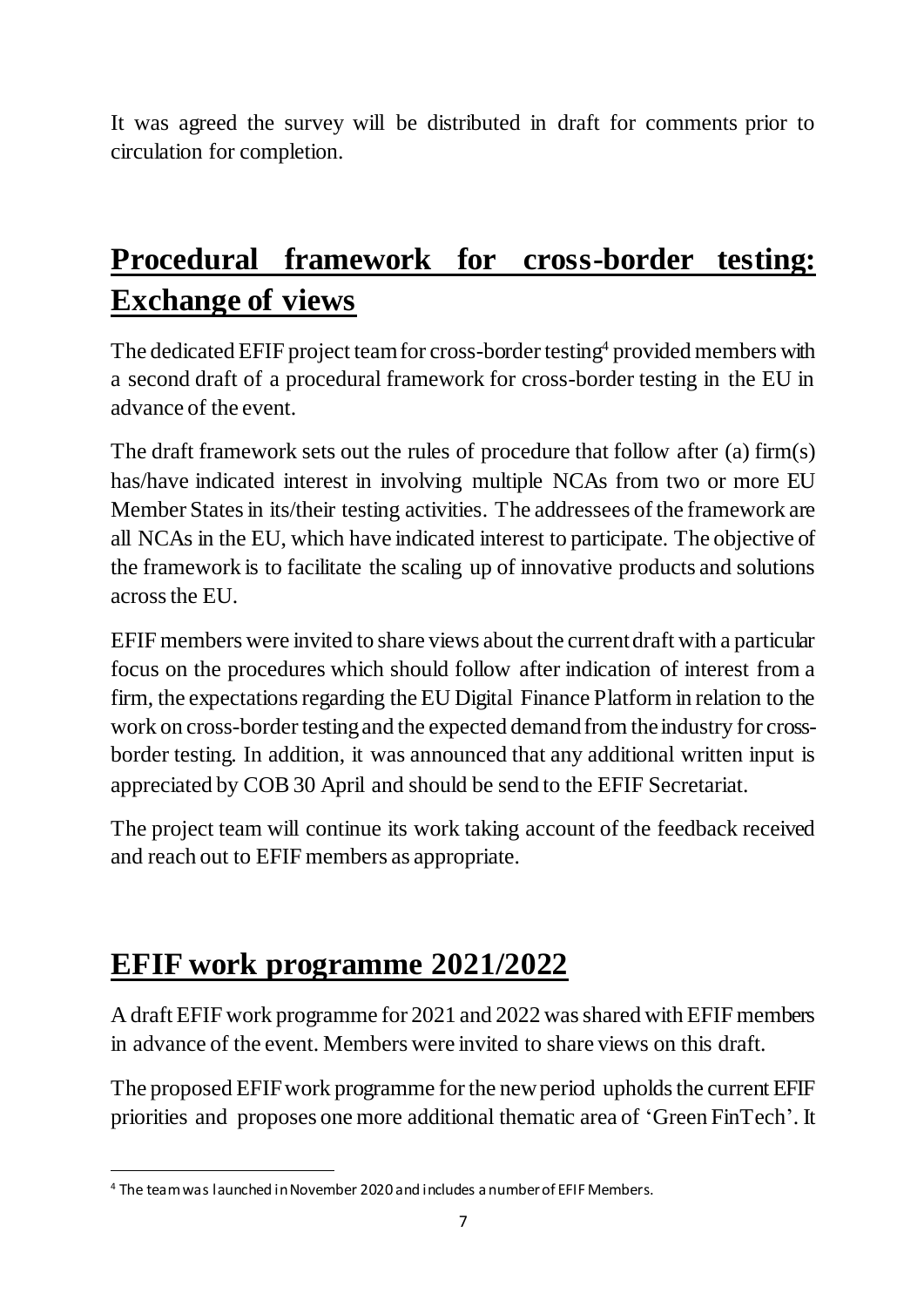It was agreed the survey will be distributed in draft for comments prior to circulation for completion.

## Procedural framework for cross-border testing: Exchange of views

The dedicated EFIF project team for cross-border testing[4] provided members with a second draft of a procedural framework for cross-border testing in the EU in advance of the event.

The draft framework sets out the rules of procedure that follow after (a) firm(s) has/have indicated interest in involving multiple NCAs from two or more EU Member States in its/their testing activities. The addressees of the framework are all NCAs in the EU, which have indicated interest to participate. The objective of the framework is to facilitate the scaling up of innovative products and solutions across the EU.

EFIF members were invited to share views about the current draft with a particular focus on the procedures which should follow after indication of interest from a firm, the expectations regarding the EU Digital Finance Platform in relation to the work on cross-border testing and the expected demand from the industry for cross-border testing. In addition, it was announced that any additional written input is appreciated by COB 30 April and should be send to the EFIF Secretariat.

The project team will continue its work taking account of the feedback received and reach out to EFIF members as appropriate.

## EFIF work programme 2021/2022

A draft EFIF work programme for 2021 and 2022 was shared with EFIF members in advance of the event. Members were invited to share views on this draft.

The proposed EFIF work programme for the new period upholds the current EFIF priorities and proposes one more additional thematic area of 'Green FinTech'. It

[4] The team was launched in November 2020 and includes a number of EFIF Members.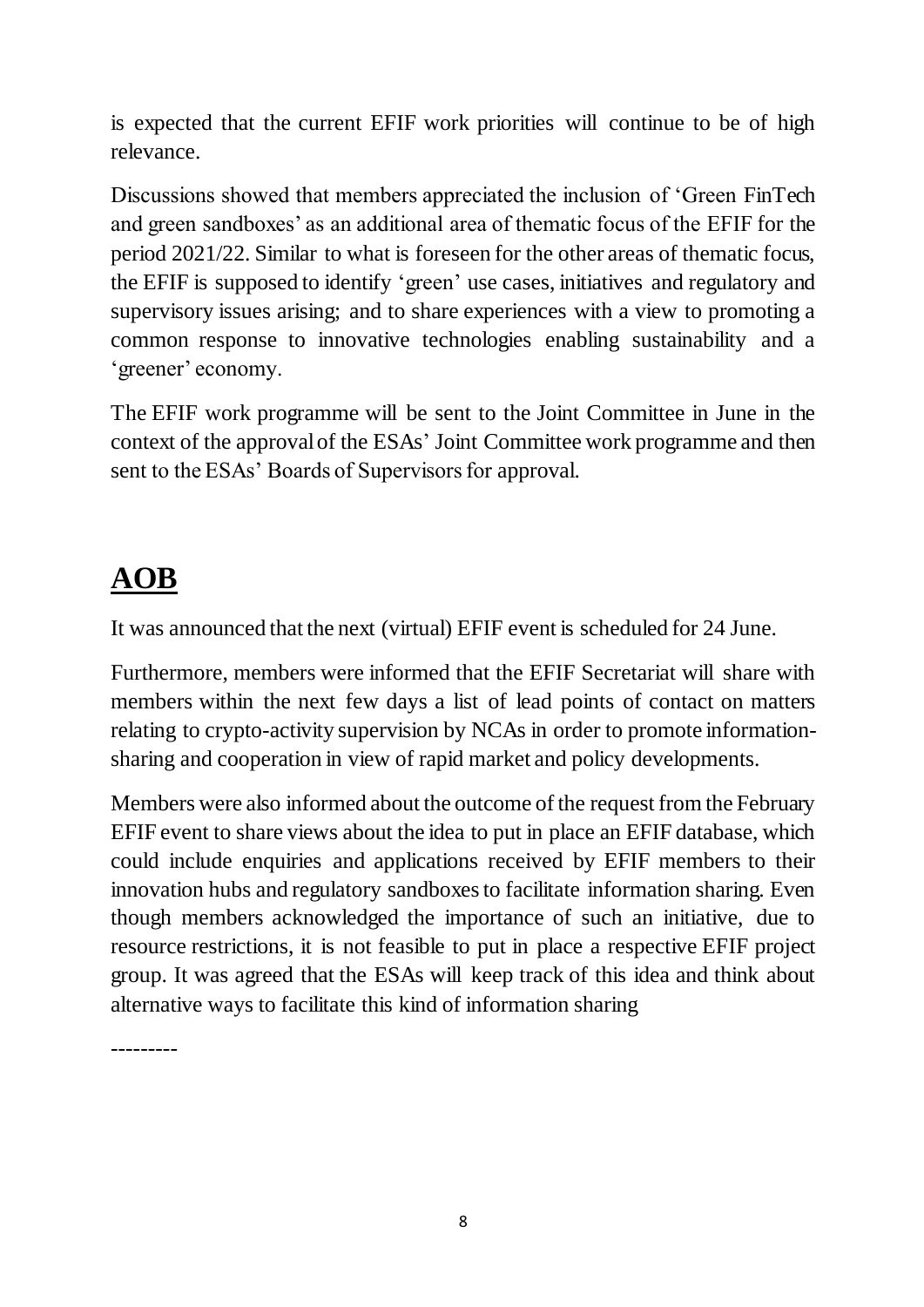is expected that the current EFIF work priorities will continue to be of high relevance.

Discussions showed that members appreciated the inclusion of 'Green FinTech and green sandboxes' as an additional area of thematic focus of the EFIF for the period 2021/22. Similar to what is foreseen for the other areas of thematic focus, the EFIF is supposed to identify 'green' use cases, initiatives and regulatory and supervisory issues arising; and to share experiences with a view to promoting a common response to innovative technologies enabling sustainability and a 'greener' economy.

The EFIF work programme will be sent to the Joint Committee in June in the context of the approval of the ESAs' Joint Committee work programme and then sent to the ESAs' Boards of Supervisors for approval.

# AOB

It was announced that the next (virtual) EFIF event is scheduled for 24 June.

Furthermore, members were informed that the EFIF Secretariat will share with members within the next few days a list of lead points of contact on matters relating to crypto-activity supervision by NCAs in order to promote information-sharing and cooperation in view of rapid market and policy developments.

Members were also informed about the outcome of the request from the February EFIF event to share views about the idea to put in place an EFIF database, which could include enquiries and applications received by EFIF members to their innovation hubs and regulatory sandboxes to facilitate information sharing. Even though members acknowledged the importance of such an initiative, due to resource restrictions, it is not feasible to put in place a respective EFIF project group. It was agreed that the ESAs will keep track of this idea and think about alternative ways to facilitate this kind of information sharing

---------